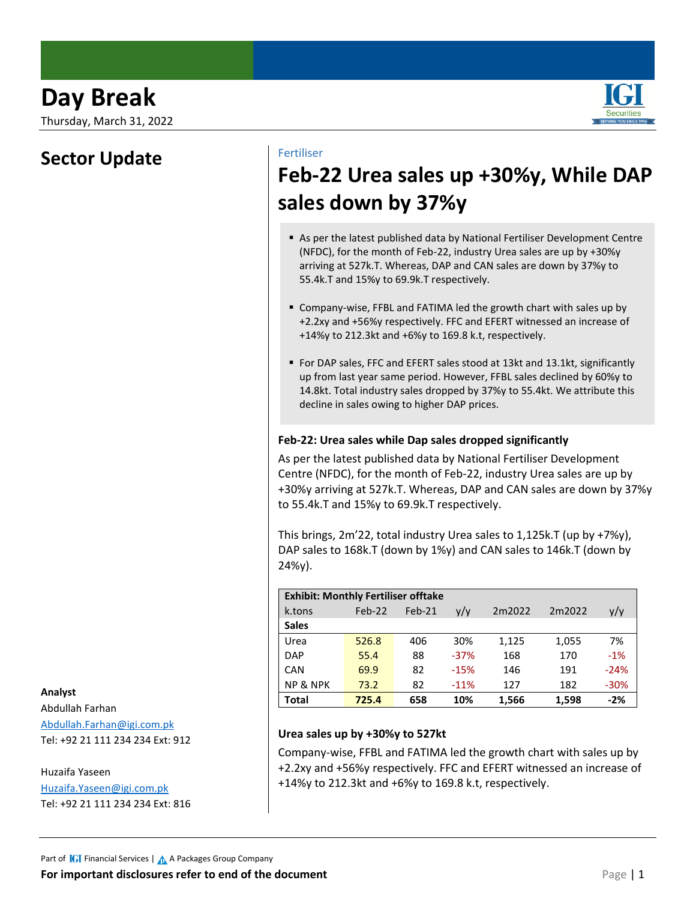# Day Break

Thursday, March 31, 2022

## Sector Update

Fertiliser

# Feb-22 Urea sales up +30%y, While DAP sales down by 37%y

- As per the latest published data by National Fertiliser Development Centre (NFDC), for the month of Feb-22, industry Urea sales are up by +30%y arriving at 527k.T. Whereas, DAP and CAN sales are down by 37%y to 55.4k.T and 15%y to 69.9k.T respectively.
- Company-wise, FFBL and FATIMA led the growth chart with sales up by +2.2xy and +56%y respectively. FFC and EFERT witnessed an increase of +14%y to 212.3kt and +6%y to 169.8 k.t, respectively.
- For DAP sales, FFC and EFERT sales stood at 13kt and 13.1kt, significantly up from last year same period. However, FFBL sales declined by 60%y to 14.8kt. Total industry sales dropped by 37%y to 55.4kt. We attribute this decline in sales owing to higher DAP prices.

### Feb-22: Urea sales while Dap sales dropped significantly

As per the latest published data by National Fertiliser Development Centre (NFDC), for the month of Feb-22, industry Urea sales are up by +30%y arriving at 527k.T. Whereas, DAP and CAN sales are down by 37%y to 55.4k.T and 15%y to 69.9k.T respectively.

This brings, 2m'22, total industry Urea sales to 1,125k.T (up by +7%y), DAP sales to 168k.T (down by 1%y) and CAN sales to 146k.T (down by 24%y).

**Exhibit: Monthly Fertiliser offtake**

| k.tons | Feb-22 | Feb-21 | y/y | 2m2022 | 2m2022 | y/y |
|---|---|---|---|---|---|---|
| **Sales** | | | | | | |
| Urea | 526.8 | 406 | 30% | 1,125 | 1,055 | 7% |
| DAP | 55.4 | 88 | -37% | 168 | 170 | -1% |
| CAN | 69.9 | 82 | -15% | 146 | 191 | -24% |
| NP & NPK | 73.2 | 82 | -11% | 127 | 182 | -30% |
| **Total** | **725.4** | **658** | **10%** | **1,566** | **1,598** | **-2%** |

### Urea sales up by +30%y to 527kt

Company-wise, FFBL and FATIMA led the growth chart with sales up by +2.2xy and +56%y respectively. FFC and EFERT witnessed an increase of +14%y to 212.3kt and +6%y to 169.8 k.t, respectively.

**Analyst**

Abdullah Farhan
Abdullah.Farhan@igi.com.pk
Tel: +92 21 111 234 234 Ext: 912

Huzaifa Yaseen
Huzaifa.Yaseen@igi.com.pk
Tel: +92 21 111 234 234 Ext: 816

Part of IGI Financial Services | A Packages Group Company

**For important disclosures refer to end of the document**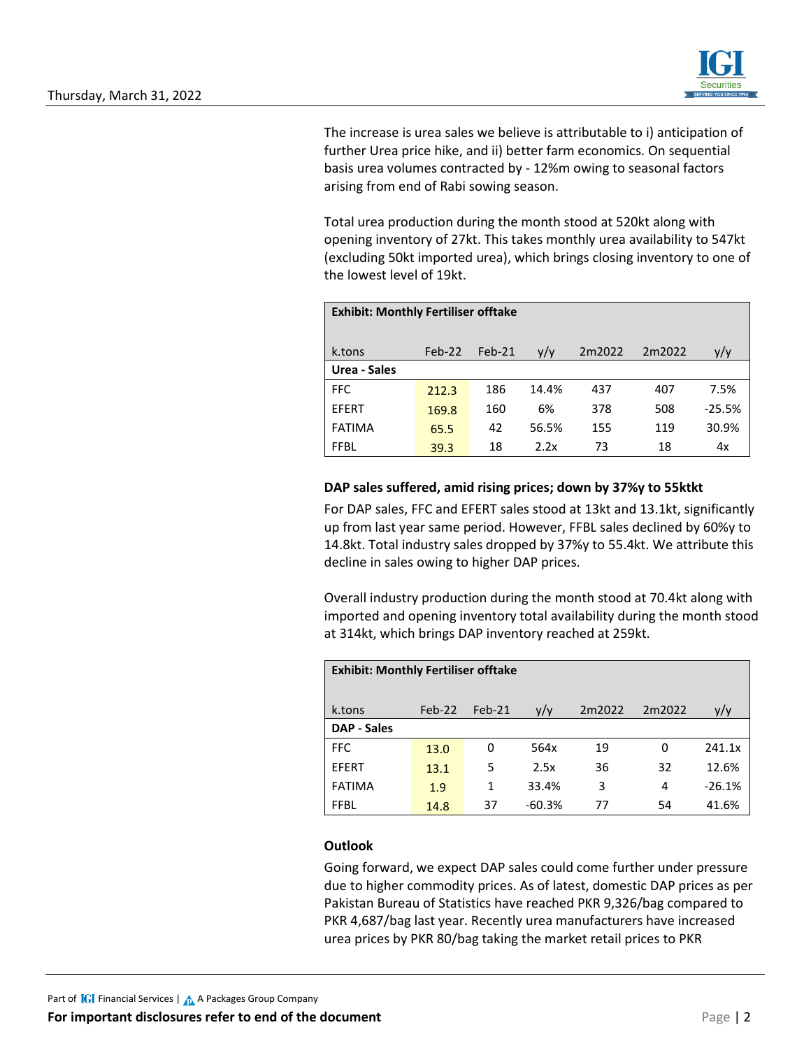The increase is urea sales we believe is attributable to i) anticipation of further Urea price hike, and ii) better farm economics. On sequential basis urea volumes contracted by - 12%m owing to seasonal factors arising from end of Rabi sowing season.

Total urea production during the month stood at 520kt along with opening inventory of 27kt. This takes monthly urea availability to 547kt (excluding 50kt imported urea), which brings closing inventory to one of the lowest level of 19kt.

| **Exhibit: Monthly Fertiliser offtake** | | | | | | |
|---|---|---|---|---|---|---|
| k.tons | Feb-22 | Feb-21 | y/y | 2m2022 | 2m2022 | y/y |
| **Urea - Sales** | | | | | | |
| FFC | 212.3 | 186 | 14.4% | 437 | 407 | 7.5% |
| EFERT | 169.8 | 160 | 6% | 378 | 508 | -25.5% |
| FATIMA | 65.5 | 42 | 56.5% | 155 | 119 | 30.9% |
| FFBL | 39.3 | 18 | 2.2x | 73 | 18 | 4x |

**DAP sales suffered, amid rising prices; down by 37%y to 55ktkt**

For DAP sales, FFC and EFERT sales stood at 13kt and 13.1kt, significantly up from last year same period. However, FFBL sales declined by 60%y to 14.8kt. Total industry sales dropped by 37%y to 55.4kt. We attribute this decline in sales owing to higher DAP prices.

Overall industry production during the month stood at 70.4kt along with imported and opening inventory total availability during the month stood at 314kt, which brings DAP inventory reached at 259kt.

| **Exhibit: Monthly Fertiliser offtake** | | | | | | |
|---|---|---|---|---|---|---|
| k.tons | Feb-22 | Feb-21 | y/y | 2m2022 | 2m2022 | y/y |
| **DAP - Sales** | | | | | | |
| FFC | 13.0 | 0 | 564x | 19 | 0 | 241.1x |
| EFERT | 13.1 | 5 | 2.5x | 36 | 32 | 12.6% |
| FATIMA | 1.9 | 1 | 33.4% | 3 | 4 | -26.1% |
| FFBL | 14.8 | 37 | -60.3% | 77 | 54 | 41.6% |

**Outlook**

Going forward, we expect DAP sales could come further under pressure due to higher commodity prices. As of latest, domestic DAP prices as per Pakistan Bureau of Statistics have reached PKR 9,326/bag compared to PKR 4,687/bag last year. Recently urea manufacturers have increased urea prices by PKR 80/bag taking the market retail prices to PKR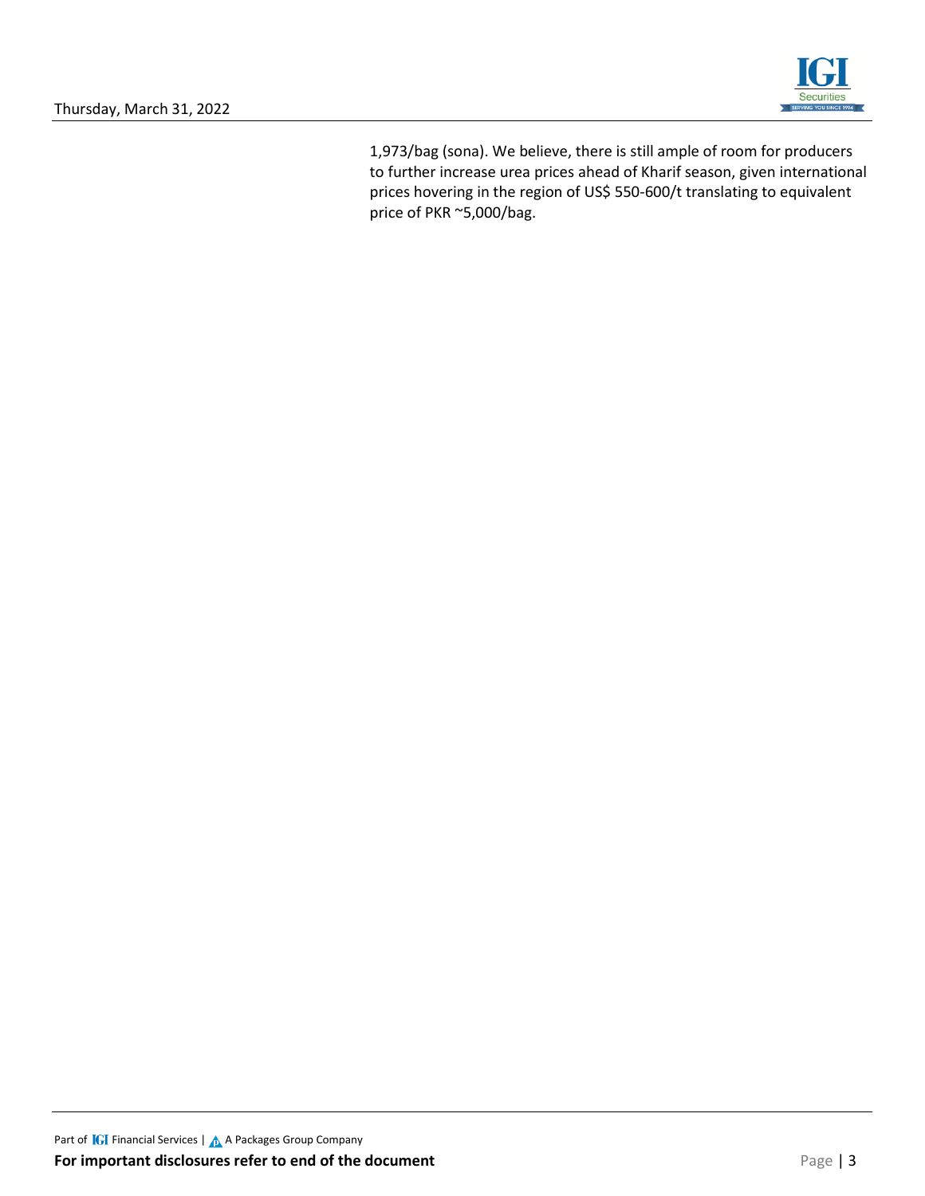1,973/bag (sona). We believe, there is still ample of room for producers to further increase urea prices ahead of Kharif season, given international prices hovering in the region of US$ 550-600/t translating to equivalent price of PKR ~5,000/bag.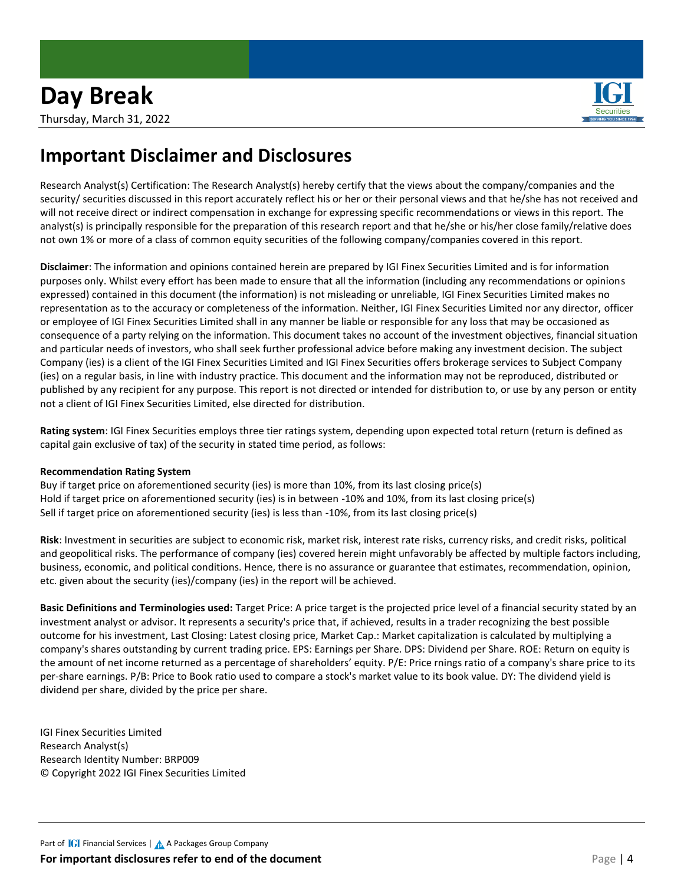## Important Disclaimer and Disclosures

Research Analyst(s) Certification: The Research Analyst(s) hereby certify that the views about the company/companies and the security/ securities discussed in this report accurately reflect his or her or their personal views and that he/she has not received and will not receive direct or indirect compensation in exchange for expressing specific recommendations or views in this report. The analyst(s) is principally responsible for the preparation of this research report and that he/she or his/her close family/relative does not own 1% or more of a class of common equity securities of the following company/companies covered in this report.

**Disclaimer**: The information and opinions contained herein are prepared by IGI Finex Securities Limited and is for information purposes only. Whilst every effort has been made to ensure that all the information (including any recommendations or opinions expressed) contained in this document (the information) is not misleading or unreliable, IGI Finex Securities Limited makes no representation as to the accuracy or completeness of the information. Neither, IGI Finex Securities Limited nor any director, officer or employee of IGI Finex Securities Limited shall in any manner be liable or responsible for any loss that may be occasioned as consequence of a party relying on the information. This document takes no account of the investment objectives, financial situation and particular needs of investors, who shall seek further professional advice before making any investment decision. The subject Company (ies) is a client of the IGI Finex Securities Limited and IGI Finex Securities offers brokerage services to Subject Company (ies) on a regular basis, in line with industry practice. This document and the information may not be reproduced, distributed or published by any recipient for any purpose. This report is not directed or intended for distribution to, or use by any person or entity not a client of IGI Finex Securities Limited, else directed for distribution.

**Rating system**: IGI Finex Securities employs three tier ratings system, depending upon expected total return (return is defined as capital gain exclusive of tax) of the security in stated time period, as follows:

**Recommendation Rating System**

Buy if target price on aforementioned security (ies) is more than 10%, from its last closing price(s)
Hold if target price on aforementioned security (ies) is in between -10% and 10%, from its last closing price(s)
Sell if target price on aforementioned security (ies) is less than -10%, from its last closing price(s)

**Risk**: Investment in securities are subject to economic risk, market risk, interest rate risks, currency risks, and credit risks, political and geopolitical risks. The performance of company (ies) covered herein might unfavorably be affected by multiple factors including, business, economic, and political conditions. Hence, there is no assurance or guarantee that estimates, recommendation, opinion, etc. given about the security (ies)/company (ies) in the report will be achieved.

**Basic Definitions and Terminologies used:** Target Price: A price target is the projected price level of a financial security stated by an investment analyst or advisor. It represents a security's price that, if achieved, results in a trader recognizing the best possible outcome for his investment, Last Closing: Latest closing price, Market Cap.: Market capitalization is calculated by multiplying a company's shares outstanding by current trading price. EPS: Earnings per Share. DPS: Dividend per Share. ROE: Return on equity is the amount of net income returned as a percentage of shareholders' equity. P/E: Price rnings ratio of a company's share price to its per-share earnings. P/B: Price to Book ratio used to compare a stock's market value to its book value. DY: The dividend yield is dividend per share, divided by the price per share.

IGI Finex Securities Limited
Research Analyst(s)
Research Identity Number: BRP009
© Copyright 2022 IGI Finex Securities Limited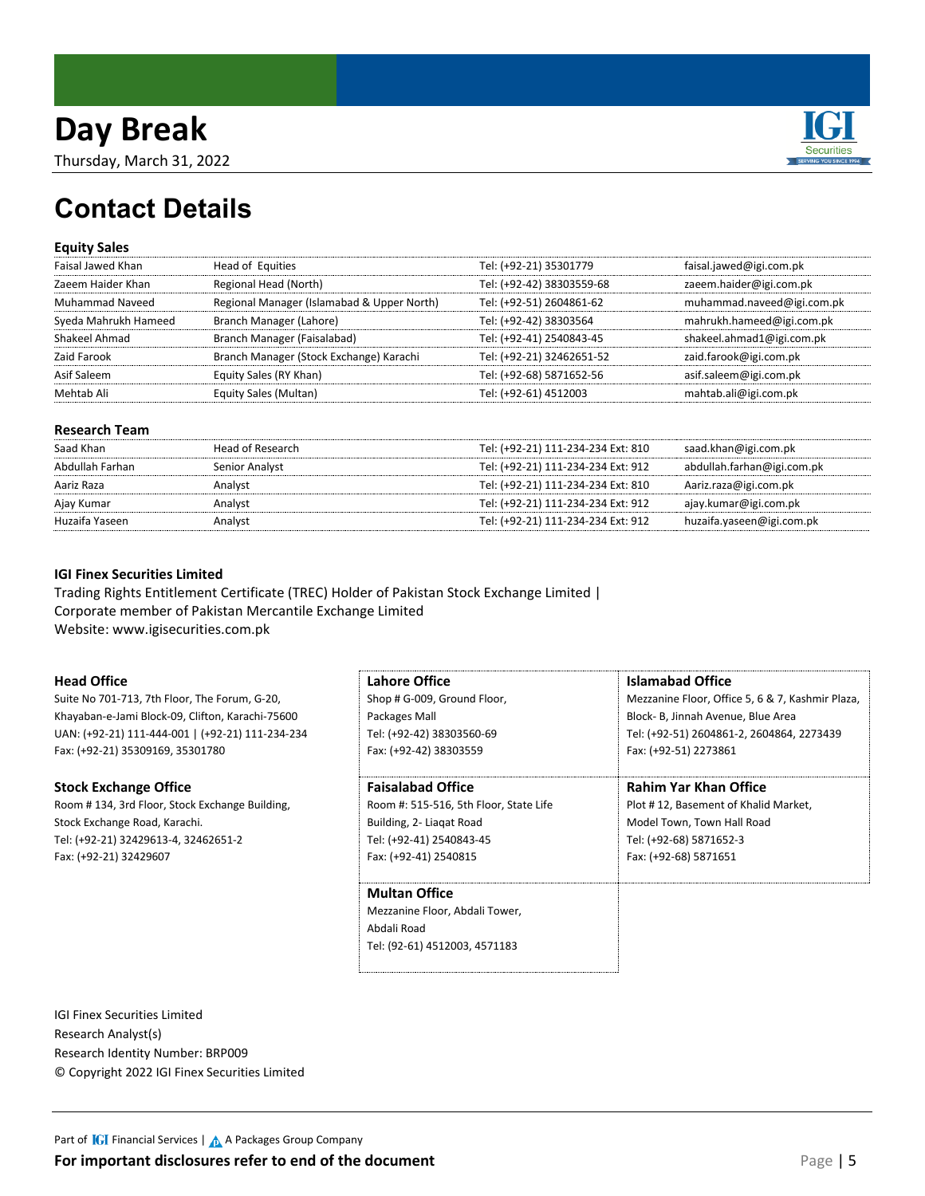# Contact Details

### Equity Sales

| | | | |
|---|---|---|---|
| Faisal Jawed Khan | Head of Equities | Tel: (+92-21) 35301779 | faisal.jawed@igi.com.pk |
| Zaeem Haider Khan | Regional Head (North) | Tel: (+92-42) 38303559-68 | zaeem.haider@igi.com.pk |
| Muhammad Naveed | Regional Manager (Islamabad & Upper North) | Tel: (+92-51) 2604861-62 | muhammad.naveed@igi.com.pk |
| Syeda Mahrukh Hameed | Branch Manager (Lahore) | Tel: (+92-42) 38303564 | mahrukh.hameed@igi.com.pk |
| Shakeel Ahmad | Branch Manager (Faisalabad) | Tel: (+92-41) 2540843-45 | shakeel.ahmad1@igi.com.pk |
| Zaid Farook | Branch Manager (Stock Exchange) Karachi | Tel: (+92-21) 32462651-52 | zaid.farook@igi.com.pk |
| Asif Saleem | Equity Sales (RY Khan) | Tel: (+92-68) 5871652-56 | asif.saleem@igi.com.pk |
| Mehtab Ali | Equity Sales (Multan) | Tel: (+92-61) 4512003 | mahtab.ali@igi.com.pk |

### Research Team

| | | | |
|---|---|---|---|
| Saad Khan | Head of Research | Tel: (+92-21) 111-234-234 Ext: 810 | saad.khan@igi.com.pk |
| Abdullah Farhan | Senior Analyst | Tel: (+92-21) 111-234-234 Ext: 912 | abdullah.farhan@igi.com.pk |
| Aariz Raza | Analyst | Tel: (+92-21) 111-234-234 Ext: 810 | Aariz.raza@igi.com.pk |
| Ajay Kumar | Analyst | Tel: (+92-21) 111-234-234 Ext: 912 | ajay.kumar@igi.com.pk |
| Huzaifa Yaseen | Analyst | Tel: (+92-21) 111-234-234 Ext: 912 | huzaifa.yaseen@igi.com.pk |

**IGI Finex Securities Limited**

Trading Rights Entitlement Certificate (TREC) Holder of Pakistan Stock Exchange Limited |
Corporate member of Pakistan Mercantile Exchange Limited
Website: www.igisecurities.com.pk

**Head Office**
Suite No 701-713, 7th Floor, The Forum, G-20,
Khayaban-e-Jami Block-09, Clifton, Karachi-75600
UAN: (+92-21) 111-444-001 | (+92-21) 111-234-234
Fax: (+92-21) 35309169, 35301780

**Stock Exchange Office**
Room # 134, 3rd Floor, Stock Exchange Building,
Stock Exchange Road, Karachi.
Tel: (+92-21) 32429613-4, 32462651-2
Fax: (+92-21) 32429607

**Lahore Office**
Shop # G-009, Ground Floor,
Packages Mall
Tel: (+92-42) 38303560-69
Fax: (+92-42) 38303559

**Faisalabad Office**
Room #: 515-516, 5th Floor, State Life
Building, 2- Liaqat Road
Tel: (+92-41) 2540843-45
Fax: (+92-41) 2540815

**Multan Office**
Mezzanine Floor, Abdali Tower,
Abdali Road
Tel: (92-61) 4512003, 4571183

**Islamabad Office**
Mezzanine Floor, Office 5, 6 & 7, Kashmir Plaza,
Block- B, Jinnah Avenue, Blue Area
Tel: (+92-51) 2604861-2, 2604864, 2273439
Fax: (+92-51) 2273861

**Rahim Yar Khan Office**
Plot # 12, Basement of Khalid Market,
Model Town, Town Hall Road
Tel: (+92-68) 5871652-3
Fax: (+92-68) 5871651

IGI Finex Securities Limited
Research Analyst(s)
Research Identity Number: BRP009
© Copyright 2022 IGI Finex Securities Limited